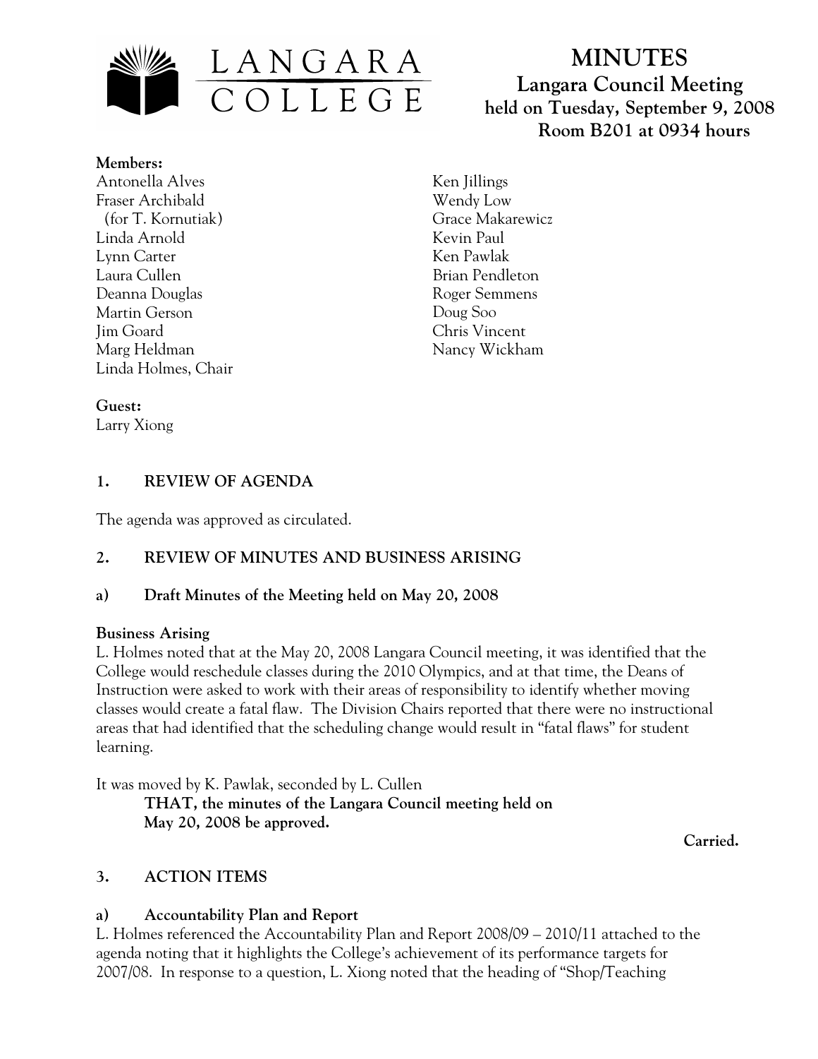# MINUTES

## Langara Council Meeting

### held on Tuesday, September 9, 2008
### Room B201 at 0934 hours

**Members:**

Antonella Alves
Fraser Archibald
(for T. Kornutiak)
Linda Arnold
Lynn Carter
Laura Cullen
Deanna Douglas
Martin Gerson
Jim Goard
Marg Heldman
Linda Holmes, Chair
Ken Jillings
Wendy Low
Grace Makarewicz
Kevin Paul
Ken Pawlak
Brian Pendleton
Roger Semmens
Doug Soo
Chris Vincent
Nancy Wickham

**Guest:**

Larry Xiong

## 1. REVIEW OF AGENDA

The agenda was approved as circulated.

## 2. REVIEW OF MINUTES AND BUSINESS ARISING

### a) Draft Minutes of the Meeting held on May 20, 2008

**Business Arising**

L. Holmes noted that at the May 20, 2008 Langara Council meeting, it was identified that the College would reschedule classes during the 2010 Olympics, and at that time, the Deans of Instruction were asked to work with their areas of responsibility to identify whether moving classes would create a fatal flaw. The Division Chairs reported that there were no instructional areas that had identified that the scheduling change would result in "fatal flaws" for student learning.

It was moved by K. Pawlak, seconded by L. Cullen

**THAT, the minutes of the Langara Council meeting held on May 20, 2008 be approved.**

**Carried.**

## 3. ACTION ITEMS

### a) Accountability Plan and Report

L. Holmes referenced the Accountability Plan and Report 2008/09 – 2010/11 attached to the agenda noting that it highlights the College's achievement of its performance targets for 2007/08. In response to a question, L. Xiong noted that the heading of "Shop/Teaching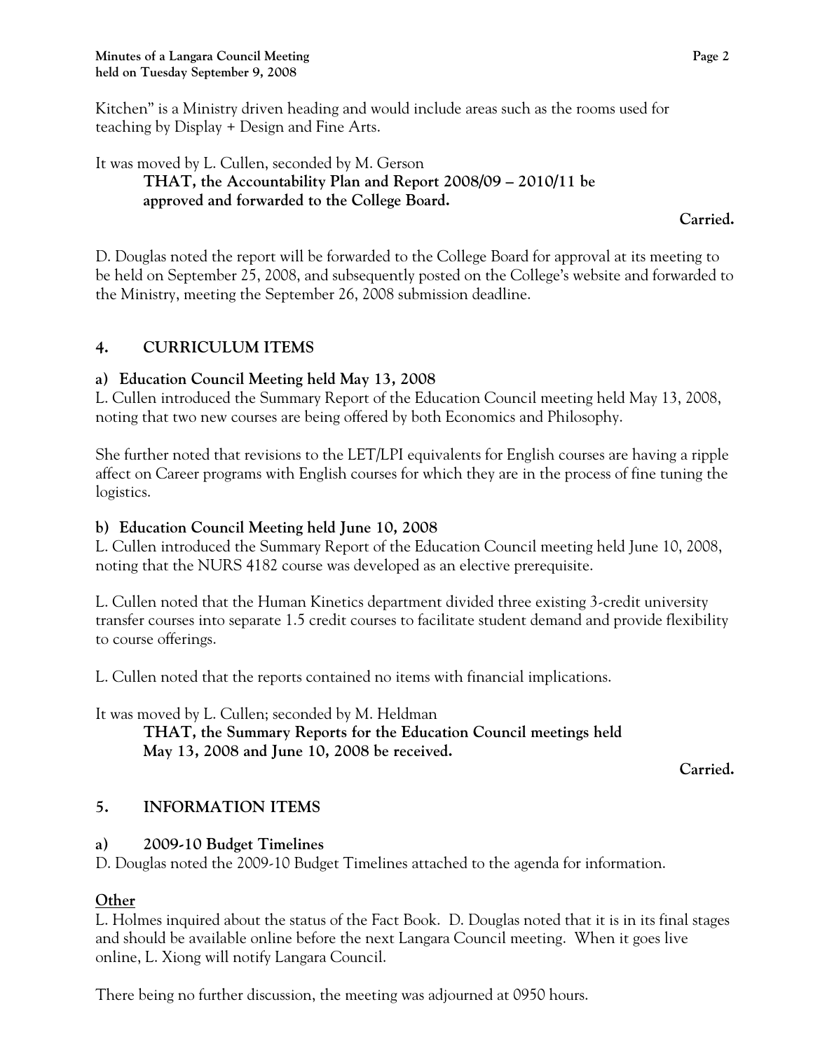Kitchen" is a Ministry driven heading and would include areas such as the rooms used for teaching by Display + Design and Fine Arts.

It was moved by L. Cullen, seconded by M. Gerson

> **THAT, the Accountability Plan and Report 2008/09 – 2010/11 be approved and forwarded to the College Board.**

**Carried.**

D. Douglas noted the report will be forwarded to the College Board for approval at its meeting to be held on September 25, 2008, and subsequently posted on the College's website and forwarded to the Ministry, meeting the September 26, 2008 submission deadline.

## 4. CURRICULUM ITEMS

### a) Education Council Meeting held May 13, 2008

L. Cullen introduced the Summary Report of the Education Council meeting held May 13, 2008, noting that two new courses are being offered by both Economics and Philosophy.

She further noted that revisions to the LET/LPI equivalents for English courses are having a ripple affect on Career programs with English courses for which they are in the process of fine tuning the logistics.

### b) Education Council Meeting held June 10, 2008

L. Cullen introduced the Summary Report of the Education Council meeting held June 10, 2008, noting that the NURS 4182 course was developed as an elective prerequisite.

L. Cullen noted that the Human Kinetics department divided three existing 3-credit university transfer courses into separate 1.5 credit courses to facilitate student demand and provide flexibility to course offerings.

L. Cullen noted that the reports contained no items with financial implications.

It was moved by L. Cullen; seconded by M. Heldman

> **THAT, the Summary Reports for the Education Council meetings held May 13, 2008 and June 10, 2008 be received.**

**Carried.**

## 5. INFORMATION ITEMS

### a) 2009-10 Budget Timelines

D. Douglas noted the 2009-10 Budget Timelines attached to the agenda for information.

### Other

L. Holmes inquired about the status of the Fact Book. D. Douglas noted that it is in its final stages and should be available online before the next Langara Council meeting. When it goes live online, L. Xiong will notify Langara Council.

There being no further discussion, the meeting was adjourned at 0950 hours.